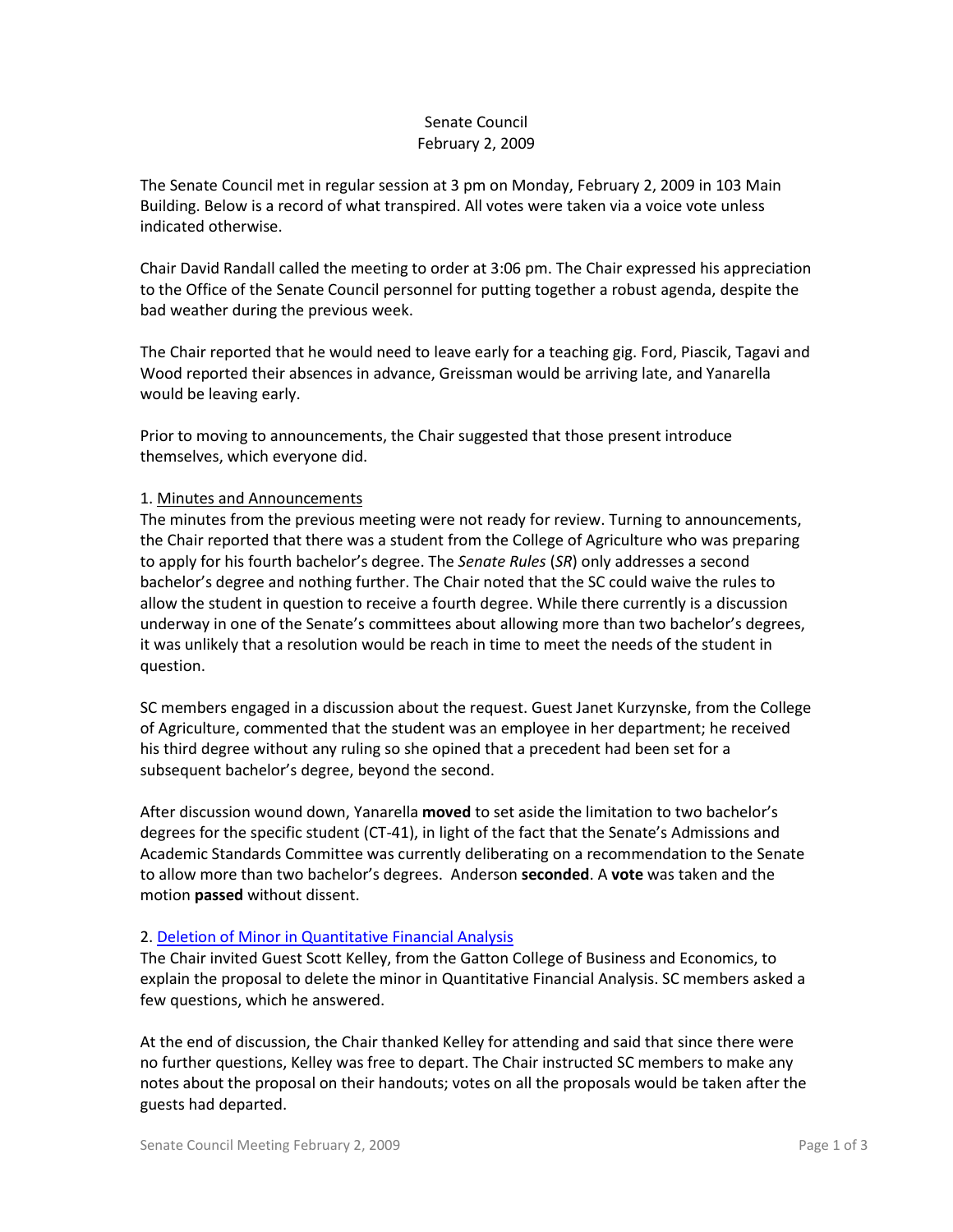Senate Council
February 2, 2009

The Senate Council met in regular session at 3 pm on Monday, February 2, 2009 in 103 Main Building. Below is a record of what transpired. All votes were taken via a voice vote unless indicated otherwise.

Chair David Randall called the meeting to order at 3:06 pm. The Chair expressed his appreciation to the Office of the Senate Council personnel for putting together a robust agenda, despite the bad weather during the previous week.

The Chair reported that he would need to leave early for a teaching gig. Ford, Piascik, Tagavi and Wood reported their absences in advance, Greissman would be arriving late, and Yanarella would be leaving early.

Prior to moving to announcements, the Chair suggested that those present introduce themselves, which everyone did.

1. Minutes and Announcements

The minutes from the previous meeting were not ready for review. Turning to announcements, the Chair reported that there was a student from the College of Agriculture who was preparing to apply for his fourth bachelor's degree. The *Senate Rules* (*SR*) only addresses a second bachelor's degree and nothing further. The Chair noted that the SC could waive the rules to allow the student in question to receive a fourth degree. While there currently is a discussion underway in one of the Senate's committees about allowing more than two bachelor's degrees, it was unlikely that a resolution would be reach in time to meet the needs of the student in question.

SC members engaged in a discussion about the request. Guest Janet Kurzynske, from the College of Agriculture, commented that the student was an employee in her department; he received his third degree without any ruling so she opined that a precedent had been set for a subsequent bachelor's degree, beyond the second.

After discussion wound down, Yanarella **moved** to set aside the limitation to two bachelor's degrees for the specific student (CT-41), in light of the fact that the Senate's Admissions and Academic Standards Committee was currently deliberating on a recommendation to the Senate to allow more than two bachelor's degrees. Anderson **seconded**. A **vote** was taken and the motion **passed** without dissent.

2. Deletion of Minor in Quantitative Financial Analysis

The Chair invited Guest Scott Kelley, from the Gatton College of Business and Economics, to explain the proposal to delete the minor in Quantitative Financial Analysis. SC members asked a few questions, which he answered.

At the end of discussion, the Chair thanked Kelley for attending and said that since there were no further questions, Kelley was free to depart. The Chair instructed SC members to make any notes about the proposal on their handouts; votes on all the proposals would be taken after the guests had departed.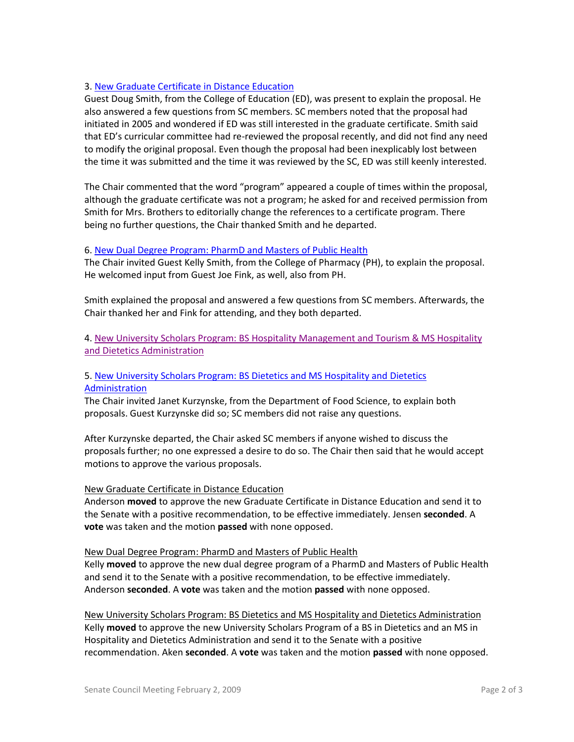3. New Graduate Certificate in Distance Education

Guest Doug Smith, from the College of Education (ED), was present to explain the proposal. He also answered a few questions from SC members. SC members noted that the proposal had initiated in 2005 and wondered if ED was still interested in the graduate certificate. Smith said that ED's curricular committee had re-reviewed the proposal recently, and did not find any need to modify the original proposal. Even though the proposal had been inexplicably lost between the time it was submitted and the time it was reviewed by the SC, ED was still keenly interested.

The Chair commented that the word "program" appeared a couple of times within the proposal, although the graduate certificate was not a program; he asked for and received permission from Smith for Mrs. Brothers to editorially change the references to a certificate program. There being no further questions, the Chair thanked Smith and he departed.

6. New Dual Degree Program: PharmD and Masters of Public Health

The Chair invited Guest Kelly Smith, from the College of Pharmacy (PH), to explain the proposal. He welcomed input from Guest Joe Fink, as well, also from PH.

Smith explained the proposal and answered a few questions from SC members. Afterwards, the Chair thanked her and Fink for attending, and they both departed.

4. New University Scholars Program: BS Hospitality Management and Tourism & MS Hospitality and Dietetics Administration

5. New University Scholars Program: BS Dietetics and MS Hospitality and Dietetics Administration

The Chair invited Janet Kurzynske, from the Department of Food Science, to explain both proposals. Guest Kurzynske did so; SC members did not raise any questions.

After Kurzynske departed, the Chair asked SC members if anyone wished to discuss the proposals further; no one expressed a desire to do so. The Chair then said that he would accept motions to approve the various proposals.

New Graduate Certificate in Distance Education

Anderson **moved** to approve the new Graduate Certificate in Distance Education and send it to the Senate with a positive recommendation, to be effective immediately. Jensen **seconded**. A **vote** was taken and the motion **passed** with none opposed.

New Dual Degree Program: PharmD and Masters of Public Health

Kelly **moved** to approve the new dual degree program of a PharmD and Masters of Public Health and send it to the Senate with a positive recommendation, to be effective immediately. Anderson **seconded**. A **vote** was taken and the motion **passed** with none opposed.

New University Scholars Program: BS Dietetics and MS Hospitality and Dietetics Administration

Kelly **moved** to approve the new University Scholars Program of a BS in Dietetics and an MS in Hospitality and Dietetics Administration and send it to the Senate with a positive recommendation. Aken **seconded**. A **vote** was taken and the motion **passed** with none opposed.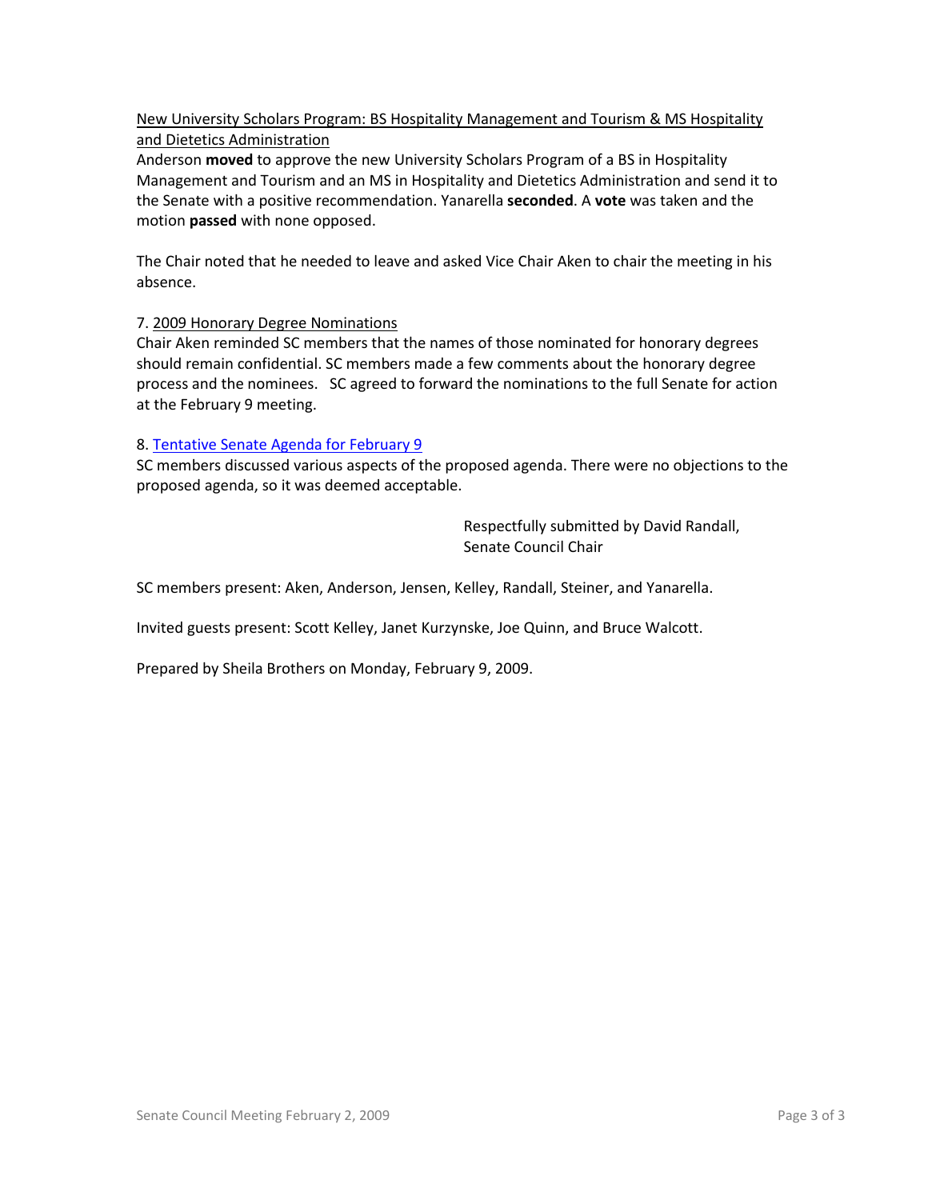New University Scholars Program: BS Hospitality Management and Tourism & MS Hospitality and Dietetics Administration

Anderson **moved** to approve the new University Scholars Program of a BS in Hospitality Management and Tourism and an MS in Hospitality and Dietetics Administration and send it to the Senate with a positive recommendation. Yanarella **seconded**. A **vote** was taken and the motion **passed** with none opposed.

The Chair noted that he needed to leave and asked Vice Chair Aken to chair the meeting in his absence.

7. 2009 Honorary Degree Nominations

Chair Aken reminded SC members that the names of those nominated for honorary degrees should remain confidential. SC members made a few comments about the honorary degree process and the nominees. SC agreed to forward the nominations to the full Senate for action at the February 9 meeting.

8. Tentative Senate Agenda for February 9

SC members discussed various aspects of the proposed agenda. There were no objections to the proposed agenda, so it was deemed acceptable.

Respectfully submitted by David Randall,
Senate Council Chair

SC members present: Aken, Anderson, Jensen, Kelley, Randall, Steiner, and Yanarella.

Invited guests present: Scott Kelley, Janet Kurzynske, Joe Quinn, and Bruce Walcott.

Prepared by Sheila Brothers on Monday, February 9, 2009.